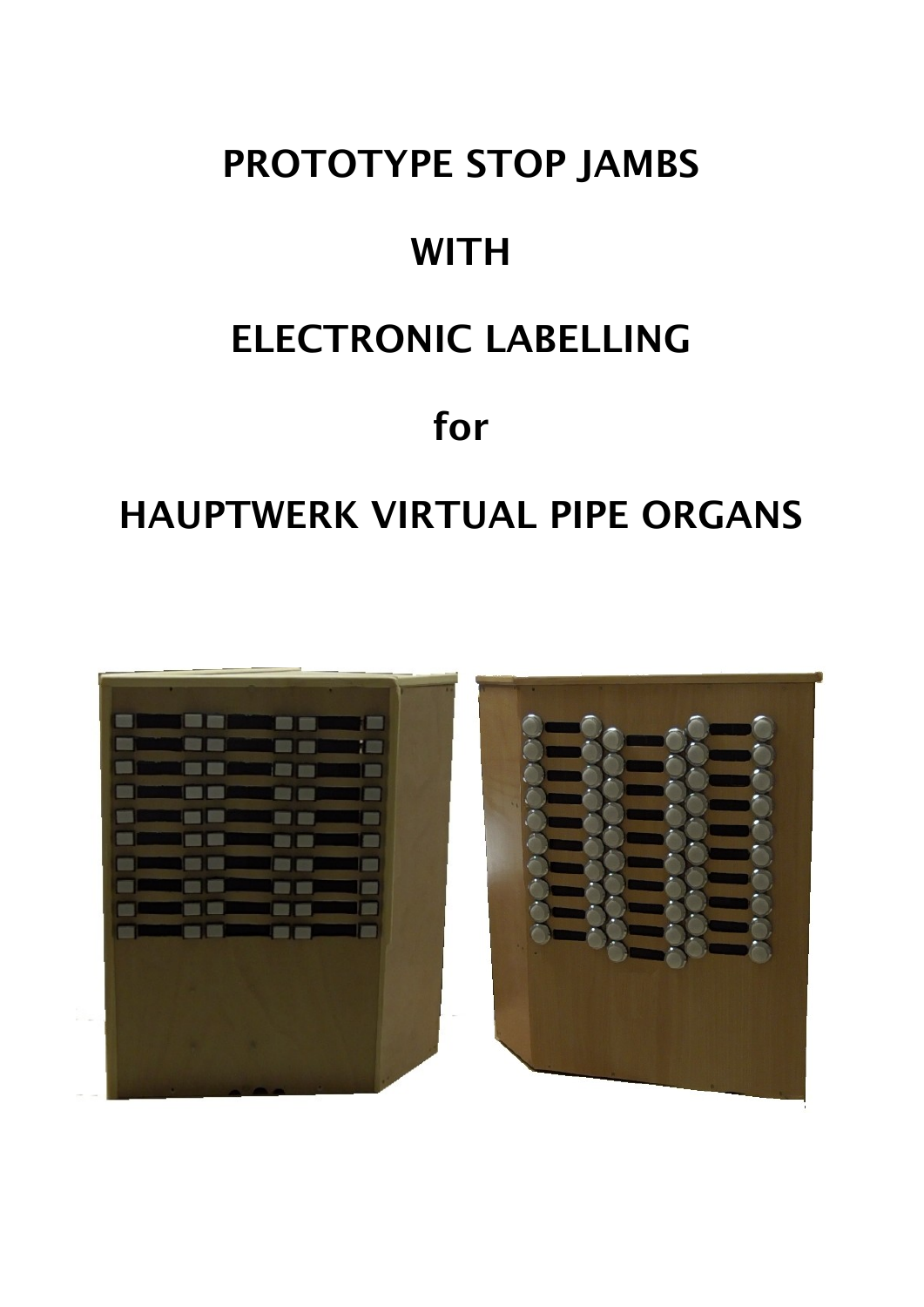# PROTOTYPE STOP JAMBS

# WITH

# ELECTRONIC LABELLING

# for

# HAUPTWERK VIRTUAL PIPE ORGANS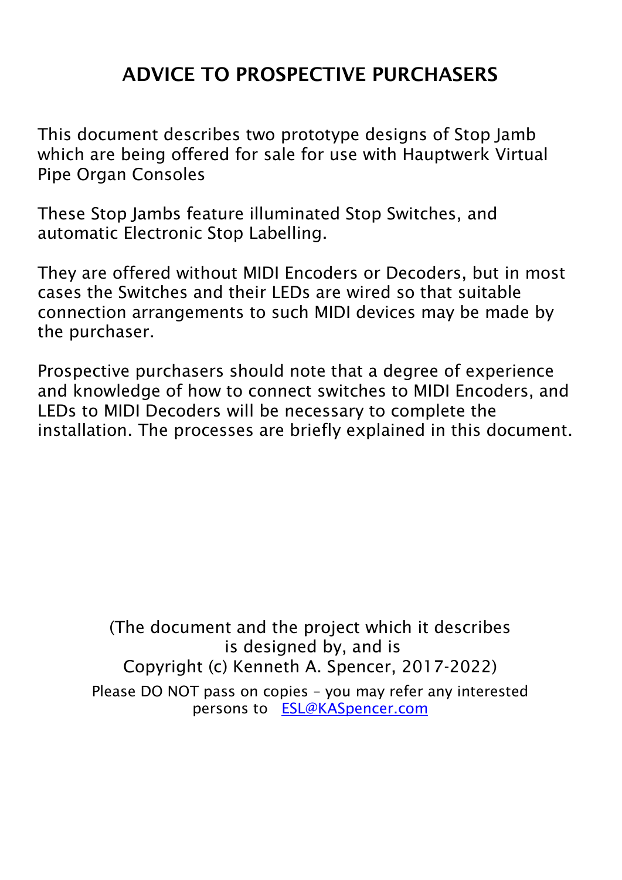# ADVICE TO PROSPECTIVE PURCHASERS

This document describes two prototype designs of Stop Jamb which are being offered for sale for use with Hauptwerk Virtual Pipe Organ Consoles

These Stop Jambs feature illuminated Stop Switches, and automatic Electronic Stop Labelling.

They are offered without MIDI Encoders or Decoders, but in most cases the Switches and their LEDs are wired so that suitable connection arrangements to such MIDI devices may be made by the purchaser.

Prospective purchasers should note that a degree of experience and knowledge of how to connect switches to MIDI Encoders, and LEDs to MIDI Decoders will be necessary to complete the installation. The processes are briefly explained in this document.

(The document and the project which it describes is designed by, and is Copyright (c) Kenneth A. Spencer, 2017-2022)

Please DO NOT pass on copies – you may refer any interested persons to [ESL@KASpencer.com](mailto:ESL@KASpencer.com)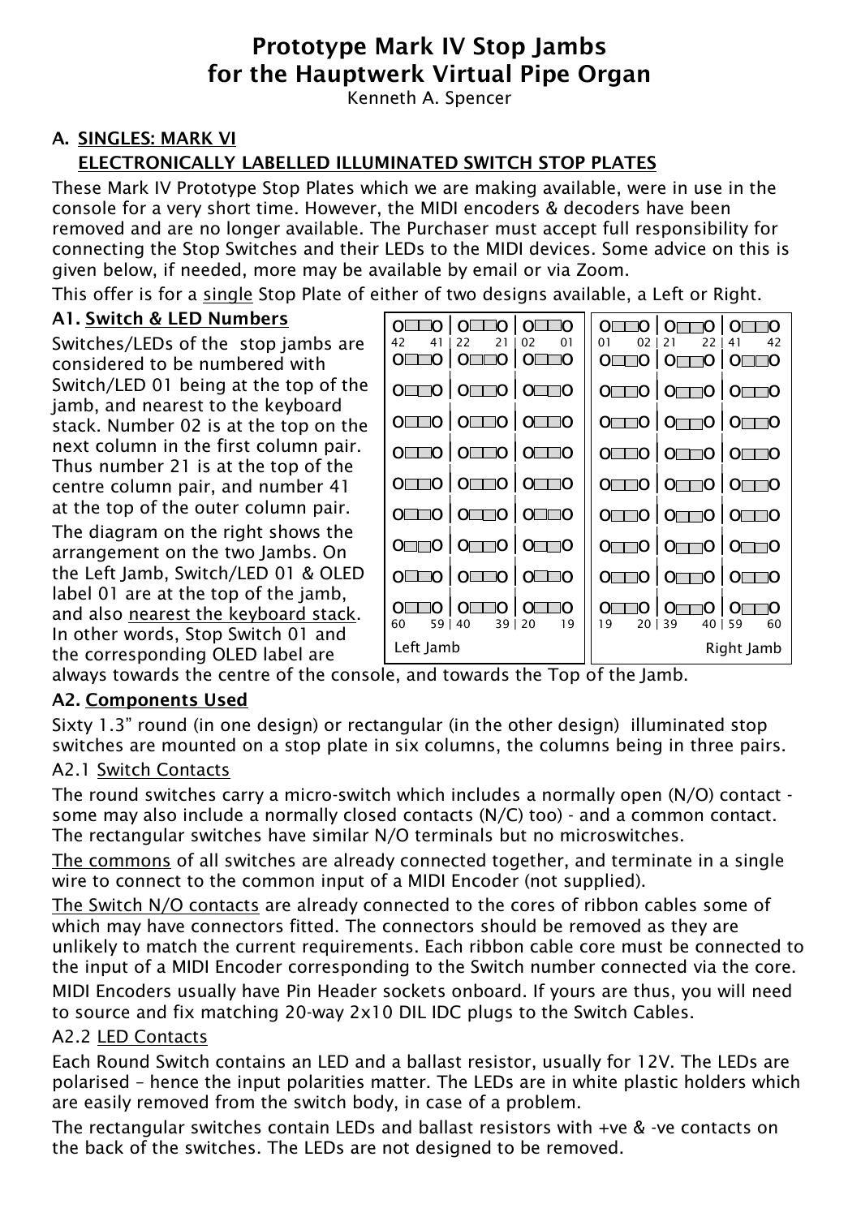# Prototype Mark IV Stop Jambs for the Hauptwerk Virtual Pipe Organ

Kenneth A. Spencer

## A. SINGLES: MARK VI ELECTRONICALLY LABELLED ILLUMINATED SWITCH STOP PLATES

These Mark IV Prototype Stop Plates which we are making available, were in use in the console for a very short time. However, the MIDI encoders & decoders have been removed and are no longer available. The Purchaser must accept full responsibility for connecting the Stop Switches and their LEDs to the MIDI devices. Some advice on this is given below, if needed, more may be available by email or via Zoom.

This offer is for a single Stop Plate of either of two designs available, a Left or Right.

### A1. Switch & LED Numbers

Switches/LEDs of the stop jambs are considered to be numbered with Switch/LED 01 being at the top of the jamb, and nearest to the keyboard stack. Number 02 is at the top on the next column in the first column pair. Thus number 21 is at the top of the centre column pair, and number 41 at the top of the outer column pair.

The diagram on the right shows the arrangement on the two Jambs. On the Left Jamb, Switch/LED 01 & OLED label 01 are at the top of the jamb, and also nearest the keyboard stack. In other words, Stop Switch 01 and the corresponding OLED label are always towards the centre of the console, and towards the Top of the Jamb.

| Left Jamb | | | Right Jamb | | |
|---|---|---|---|---|---|
| 42 41 | 22 21 | 02 01 | 01 02 | 21 22 | 41 42 |
| 60 59 | 40 39 | 20 19 | 19 20 | 39 40 | 59 60 |

### A2. Components Used

Sixty 1.3" round (in one design) or rectangular (in the other design) illuminated stop switches are mounted on a stop plate in six columns, the columns being in three pairs.

#### A2.1 Switch Contacts

The round switches carry a micro-switch which includes a normally open (N/O) contact - some may also include a normally closed contacts (N/C) too) - and a common contact. The rectangular switches have similar N/O terminals but no microswitches.

The commons of all switches are already connected together, and terminate in a single wire to connect to the common input of a MIDI Encoder (not supplied).

The Switch N/O contacts are already connected to the cores of ribbon cables some of which may have connectors fitted. The connectors should be removed as they are unlikely to match the current requirements. Each ribbon cable core must be connected to the input of a MIDI Encoder corresponding to the Switch number connected via the core.

MIDI Encoders usually have Pin Header sockets onboard. If yours are thus, you will need to source and fix matching 20-way 2x10 DIL IDC plugs to the Switch Cables.

#### A2.2 LED Contacts

Each Round Switch contains an LED and a ballast resistor, usually for 12V. The LEDs are polarised – hence the input polarities matter. The LEDs are in white plastic holders which are easily removed from the switch body, in case of a problem.

The rectangular switches contain LEDs and ballast resistors with +ve & -ve contacts on the back of the switches. The LEDs are not designed to be removed.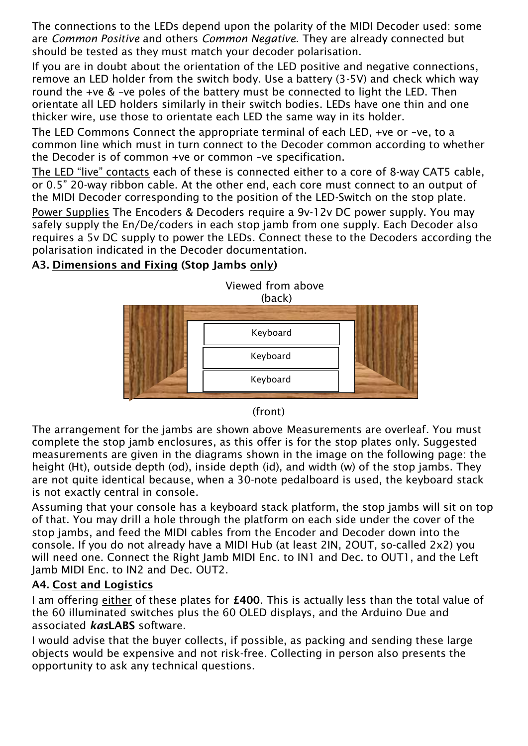The connections to the LEDs depend upon the polarity of the MIDI Decoder used: some are *Common Positive* and others *Common Negative*. They are already connected but should be tested as they must match your decoder polarisation.

If you are in doubt about the orientation of the LED positive and negative connections, remove an LED holder from the switch body. Use a battery (3-5V) and check which way round the +ve & –ve poles of the battery must be connected to light the LED. Then orientate all LED holders similarly in their switch bodies. LEDs have one thin and one thicker wire, use those to orientate each LED the same way in its holder.

The LED Commons Connect the appropriate terminal of each LED, +ve or –ve, to a common line which must in turn connect to the Decoder common according to whether the Decoder is of common +ve or common –ve specification.

The LED "live" contacts each of these is connected either to a core of 8-way CAT5 cable, or 0.5" 20-way ribbon cable. At the other end, each core must connect to an output of the MIDI Decoder corresponding to the position of the LED-Switch on the stop plate.

Power Supplies The Encoders & Decoders require a 9v-12v DC power supply. You may safely supply the En/De/coders in each stop jamb from one supply. Each Decoder also requires a 5v DC supply to power the LEDs. Connect these to the Decoders according the polarisation indicated in the Decoder documentation.

### A3. Dimensions and Fixing (Stop Jambs only)

Viewed from above (back)

Keyboard

Keyboard

Keyboard

(front)

The arrangement for the jambs are shown above Measurements are overleaf. You must complete the stop jamb enclosures, as this offer is for the stop plates only. Suggested measurements are given in the diagrams shown in the image on the following page: the height (Ht), outside depth (od), inside depth (id), and width (w) of the stop jambs. They are not quite identical because, when a 30-note pedalboard is used, the keyboard stack is not exactly central in console.

Assuming that your console has a keyboard stack platform, the stop jambs will sit on top of that. You may drill a hole through the platform on each side under the cover of the stop jambs, and feed the MIDI cables from the Encoder and Decoder down into the console. If you do not already have a MIDI Hub (at least 2IN, 2OUT, so-called 2x2) you will need one. Connect the Right Jamb MIDI Enc. to IN1 and Dec. to OUT1, and the Left Jamb MIDI Enc. to IN2 and Dec. OUT2.

### A4. Cost and Logistics

I am offering either of these plates for **£400**. This is actually less than the total value of the 60 illuminated switches plus the 60 OLED displays, and the Arduino Due and associated ***kas*LABS** software.

I would advise that the buyer collects, if possible, as packing and sending these large objects would be expensive and not risk-free. Collecting in person also presents the opportunity to ask any technical questions.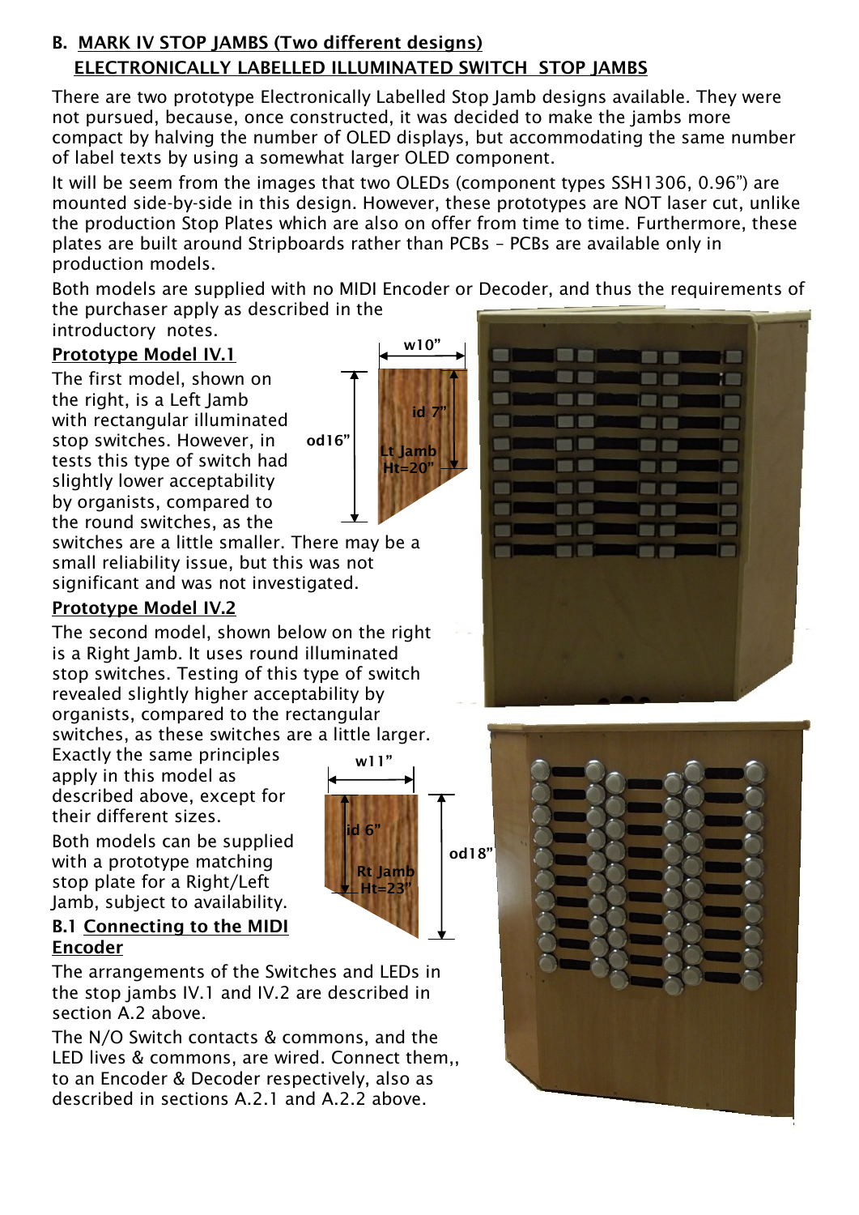## B. MARK IV STOP JAMBS (Two different designs)

## ELECTRONICALLY LABELLED ILLUMINATED SWITCH STOP JAMBS

There are two prototype Electronically Labelled Stop Jamb designs available. They were not pursued, because, once constructed, it was decided to make the jambs more compact by halving the number of OLED displays, but accommodating the same number of label texts by using a somewhat larger OLED component.

It will be seem from the images that two OLEDs (component types SSH1306, 0.96") are mounted side-by-side in this design. However, these prototypes are NOT laser cut, unlike the production Stop Plates which are also on offer from time to time. Furthermore, these plates are built around Stripboards rather than PCBs – PCBs are available only in production models.

Both models are supplied with no MIDI Encoder or Decoder, and thus the requirements of the purchaser apply as described in the introductory notes.

### Prototype Model IV.1

The first model, shown on the right, is a Left Jamb with rectangular illuminated stop switches. However, in tests this type of switch had slightly lower acceptability by organists, compared to the round switches, as the switches are a little smaller. There may be a small reliability issue, but this was not significant and was not investigated.

w10"
od16"
id 7"
Lt Jamb Ht=20"

### Prototype Model IV.2

The second model, shown below on the right is a Right Jamb. It uses round illuminated stop switches. Testing of this type of switch revealed slightly higher acceptability by organists, compared to the rectangular switches, as these switches are a little larger.

Exactly the same principles apply in this model as described above, except for their different sizes.

Both models can be supplied with a prototype matching stop plate for a Right/Left Jamb, subject to availability.

w11"
od18"
id 6"
Rt Jamb Ht=23"

### B.1 Connecting to the MIDI Encoder

The arrangements of the Switches and LEDs in the stop jambs IV.1 and IV.2 are described in section A.2 above.

The N/O Switch contacts & commons, and the LED lives & commons, are wired. Connect them,, to an Encoder & Decoder respectively, also as described in sections A.2.1 and A.2.2 above.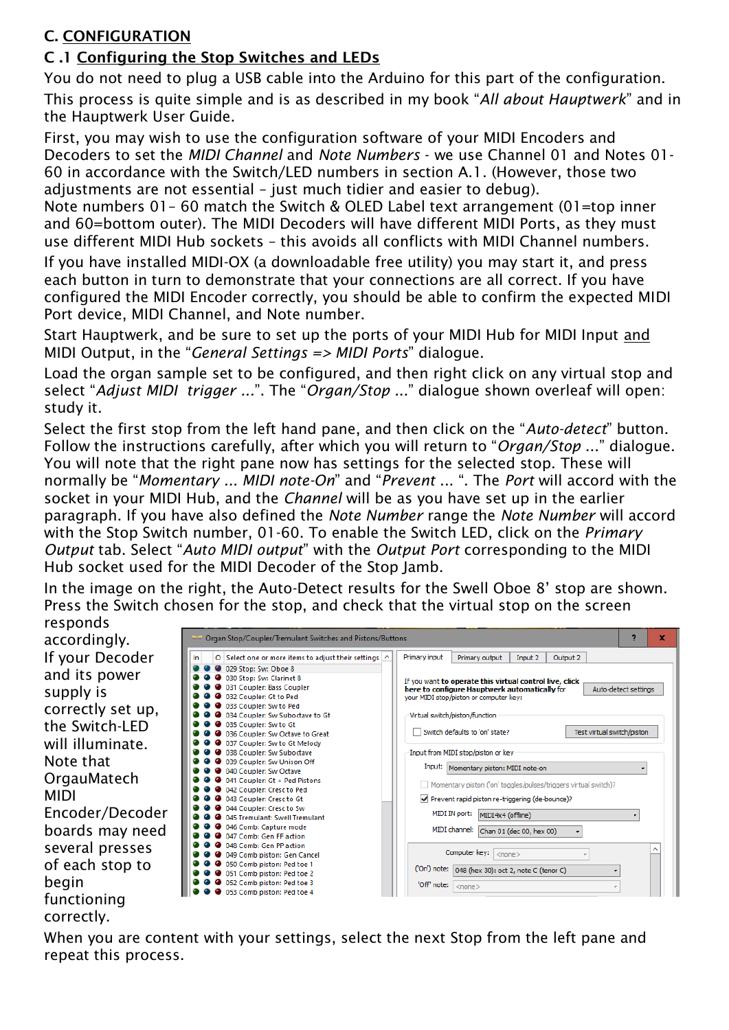## C. CONFIGURATION

### C .1 Configuring the Stop Switches and LEDs

You do not need to plug a USB cable into the Arduino for this part of the configuration.

This process is quite simple and is as described in my book "*All about Hauptwerk*" and in the Hauptwerk User Guide.

First, you may wish to use the configuration software of your MIDI Encoders and Decoders to set the *MIDI Channel* and *Note Numbers* - we use Channel 01 and Notes 01-60 in accordance with the Switch/LED numbers in section A.1. (However, those two adjustments are not essential – just much tidier and easier to debug).
Note numbers 01– 60 match the Switch & OLED Label text arrangement (01=top inner and 60=bottom outer). The MIDI Decoders will have different MIDI Ports, as they must use different MIDI Hub sockets – this avoids all conflicts with MIDI Channel numbers.

If you have installed MIDI-OX (a downloadable free utility) you may start it, and press each button in turn to demonstrate that your connections are all correct. If you have configured the MIDI Encoder correctly, you should be able to confirm the expected MIDI Port device, MIDI Channel, and Note number.

Start Hauptwerk, and be sure to set up the ports of your MIDI Hub for MIDI Input and MIDI Output, in the "*General Settings => MIDI Ports*" dialogue.

Load the organ sample set to be configured, and then right click on any virtual stop and select "*Adjust MIDI trigger ...*". The "*Organ/Stop ...*" dialogue shown overleaf will open: study it.

Select the first stop from the left hand pane, and then click on the "*Auto-detect*" button. Follow the instructions carefully, after which you will return to "*Organ/Stop ...*" dialogue. You will note that the right pane now has settings for the selected stop. These will normally be "*Momentary ... MIDI note-On*" and "*Prevent ...* ". The *Port* will accord with the socket in your MIDI Hub, and the *Channel* will be as you have set up in the earlier paragraph. If you have also defined the *Note Number* range the *Note Number* will accord with the Stop Switch number, 01-60. To enable the Switch LED, click on the *Primary Output* tab. Select "*Auto MIDI output*" with the *Output Port* corresponding to the MIDI Hub socket used for the MIDI Decoder of the Stop Jamb.

In the image on the right, the Auto-Detect results for the Swell Oboe 8' stop are shown. Press the Switch chosen for the stop, and check that the virtual stop on the screen responds accordingly.

If your Decoder and its power supply is correctly set up, the Switch-LED will illuminate. Note that OrgauMatech MIDI Encoder/Decoder boards may need several presses of each stop to begin functioning correctly.

When you are content with your settings, select the next Stop from the left pane and repeat this process.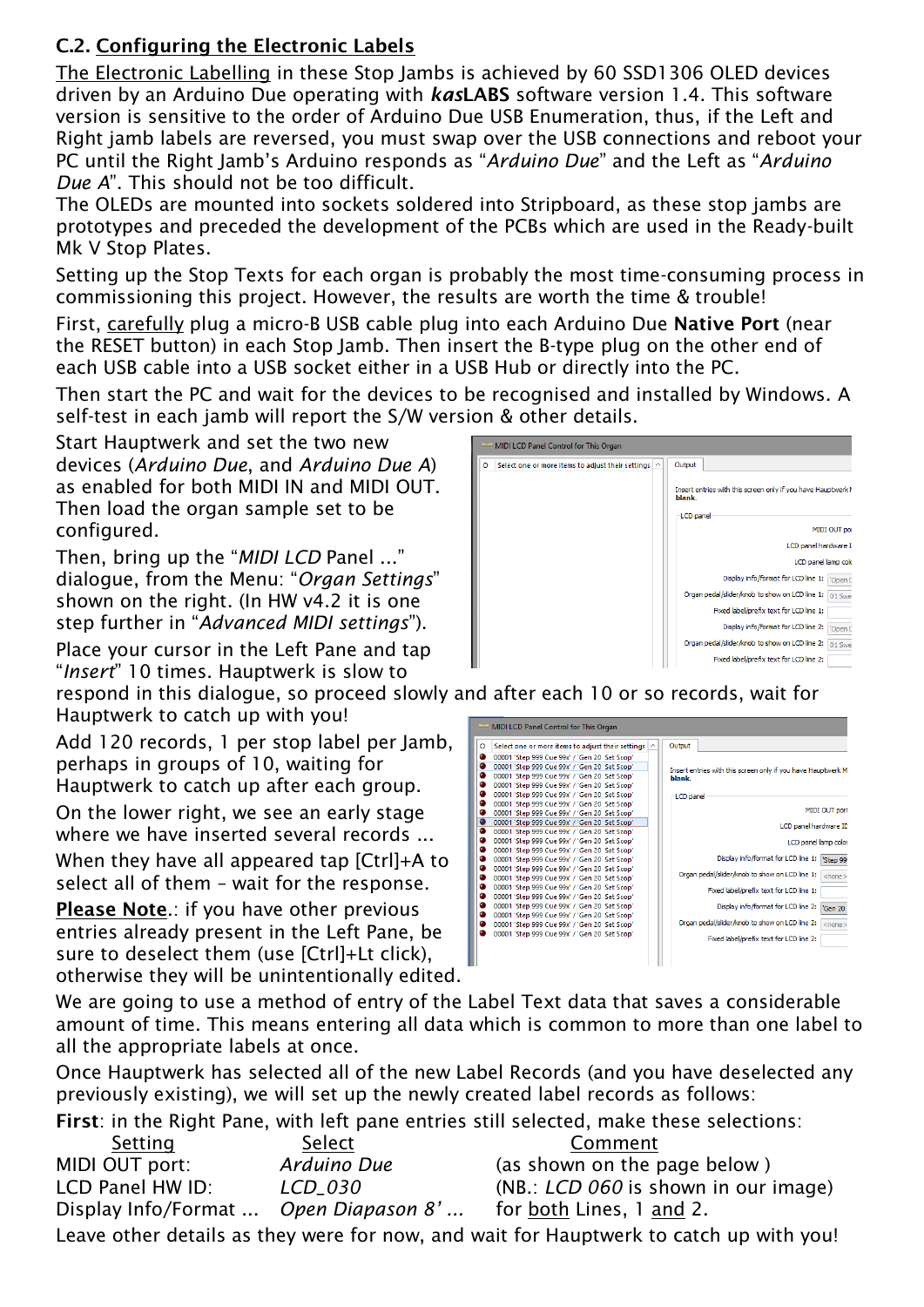### C.2. Configuring the Electronic Labels

The Electronic Labelling in these Stop Jambs is achieved by 60 SSD1306 OLED devices driven by an Arduino Due operating with ***kas*LABS** software version 1.4. This software version is sensitive to the order of Arduino Due USB Enumeration, thus, if the Left and Right jamb labels are reversed, you must swap over the USB connections and reboot your PC until the Right Jamb's Arduino responds as "*Arduino Due*" and the Left as "*Arduino Due A*". This should not be too difficult.

The OLEDs are mounted into sockets soldered into Stripboard, as these stop jambs are prototypes and preceded the development of the PCBs which are used in the Ready-built Mk V Stop Plates.

Setting up the Stop Texts for each organ is probably the most time-consuming process in commissioning this project. However, the results are worth the time & trouble!

First, carefully plug a micro-B USB cable plug into each Arduino Due **Native Port** (near the RESET button) in each Stop Jamb. Then insert the B-type plug on the other end of each USB cable into a USB socket either in a USB Hub or directly into the PC.

Then start the PC and wait for the devices to be recognised and installed by Windows. A self-test in each jamb will report the S/W version & other details.

Start Hauptwerk and set the two new devices (*Arduino Due*, and *Arduino Due A*) as enabled for both MIDI IN and MIDI OUT. Then load the organ sample set to be configured.

Then, bring up the "*MIDI LCD* Panel ..." dialogue, from the Menu: "*Organ Settings*" shown on the right. (In HW v4.2 it is one step further in "*Advanced MIDI settings*").

Place your cursor in the Left Pane and tap "*Insert*" 10 times. Hauptwerk is slow to respond in this dialogue, so proceed slowly and after each 10 or so records, wait for Hauptwerk to catch up with you!

Add 120 records, 1 per stop label per Jamb, perhaps in groups of 10, waiting for Hauptwerk to catch up after each group.

On the lower right, we see an early stage where we have inserted several records ...

When they have all appeared tap [Ctrl]+A to select all of them – wait for the response.

**Please Note**.: if you have other previous entries already present in the Left Pane, be sure to deselect them (use [Ctrl]+Lt click), otherwise they will be unintentionally edited.

We are going to use a method of entry of the Label Text data that saves a considerable amount of time. This means entering all data which is common to more than one label to all the appropriate labels at once.

Once Hauptwerk has selected all of the new Label Records (and you have deselected any previously existing), we will set up the newly created label records as follows:

**First**: in the Right Pane, with left pane entries still selected, make these selections:

| Setting | Select | Comment |
|---|---|---|
| MIDI OUT port: | *Arduino Due* | (as shown on the page below ) |
| LCD Panel HW ID: | *LCD_030* | (NB.: *LCD 060* is shown in our image) |
| Display Info/Format ... | *Open Diapason 8' ...* | for both Lines, 1 and 2. |

Leave other details as they were for now, and wait for Hauptwerk to catch up with you!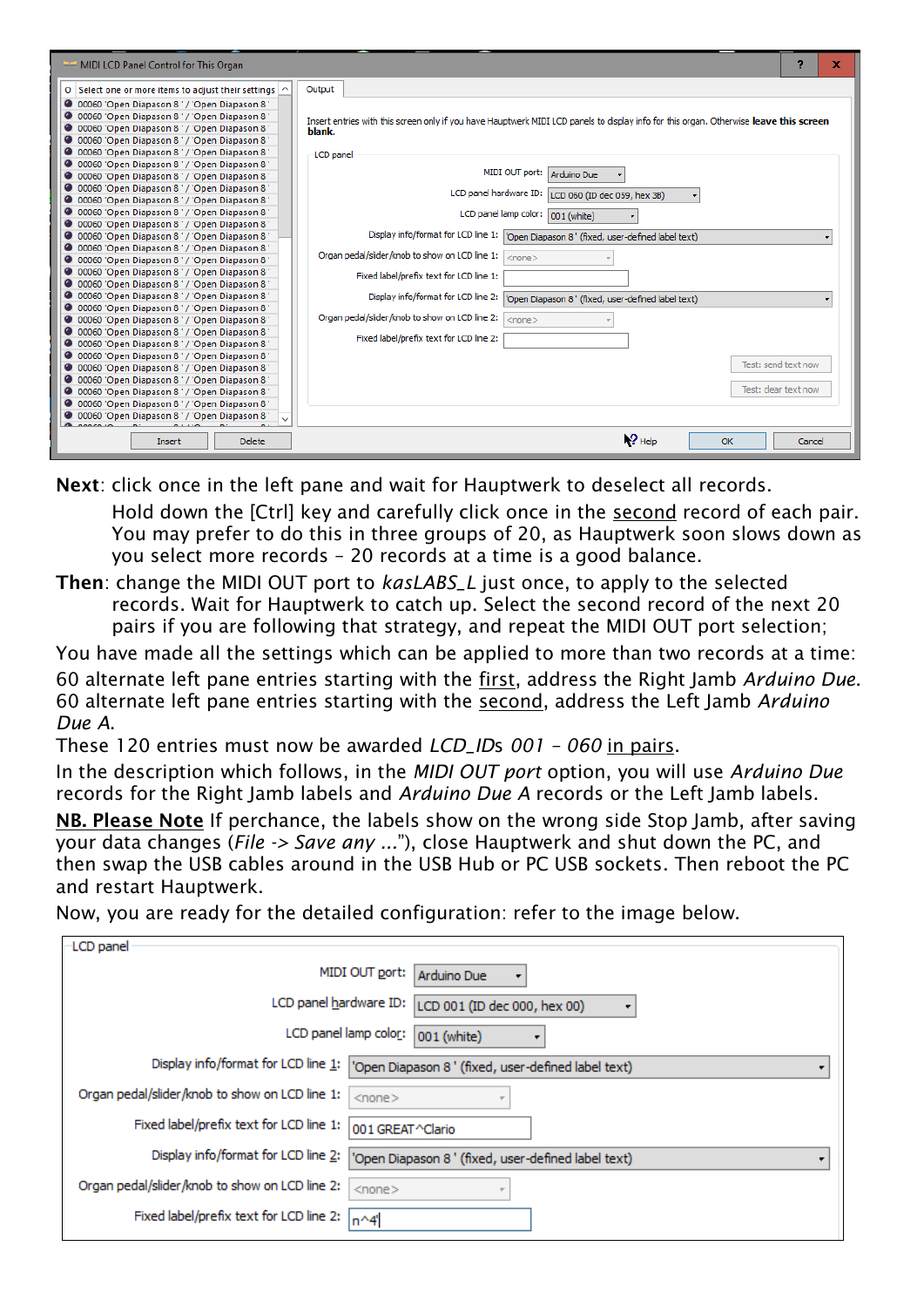**Next**: click once in the left pane and wait for Hauptwerk to deselect all records.

Hold down the [Ctrl] key and carefully click once in the second record of each pair. You may prefer to do this in three groups of 20, as Hauptwerk soon slows down as you select more records – 20 records at a time is a good balance.

**Then**: change the MIDI OUT port to *kasLABS_L* just once, to apply to the selected records. Wait for Hauptwerk to catch up. Select the second record of the next 20 pairs if you are following that strategy, and repeat the MIDI OUT port selection;

You have made all the settings which can be applied to more than two records at a time:

60 alternate left pane entries starting with the first, address the Right Jamb *Arduino Due*.
60 alternate left pane entries starting with the second, address the Left Jamb *Arduino Due A*.

These 120 entries must now be awarded *LCD_IDs 001 – 060* in pairs.

In the description which follows, in the *MIDI OUT port* option, you will use *Arduino Due* records for the Right Jamb labels and *Arduino Due A* records or the Left Jamb labels.

**NB. Please Note** If perchance, the labels show on the wrong side Stop Jamb, after saving your data changes (*File -> Save any …*"), close Hauptwerk and shut down the PC, and then swap the USB cables around in the USB Hub or PC USB sockets. Then reboot the PC and restart Hauptwerk.

Now, you are ready for the detailed configuration: refer to the image below.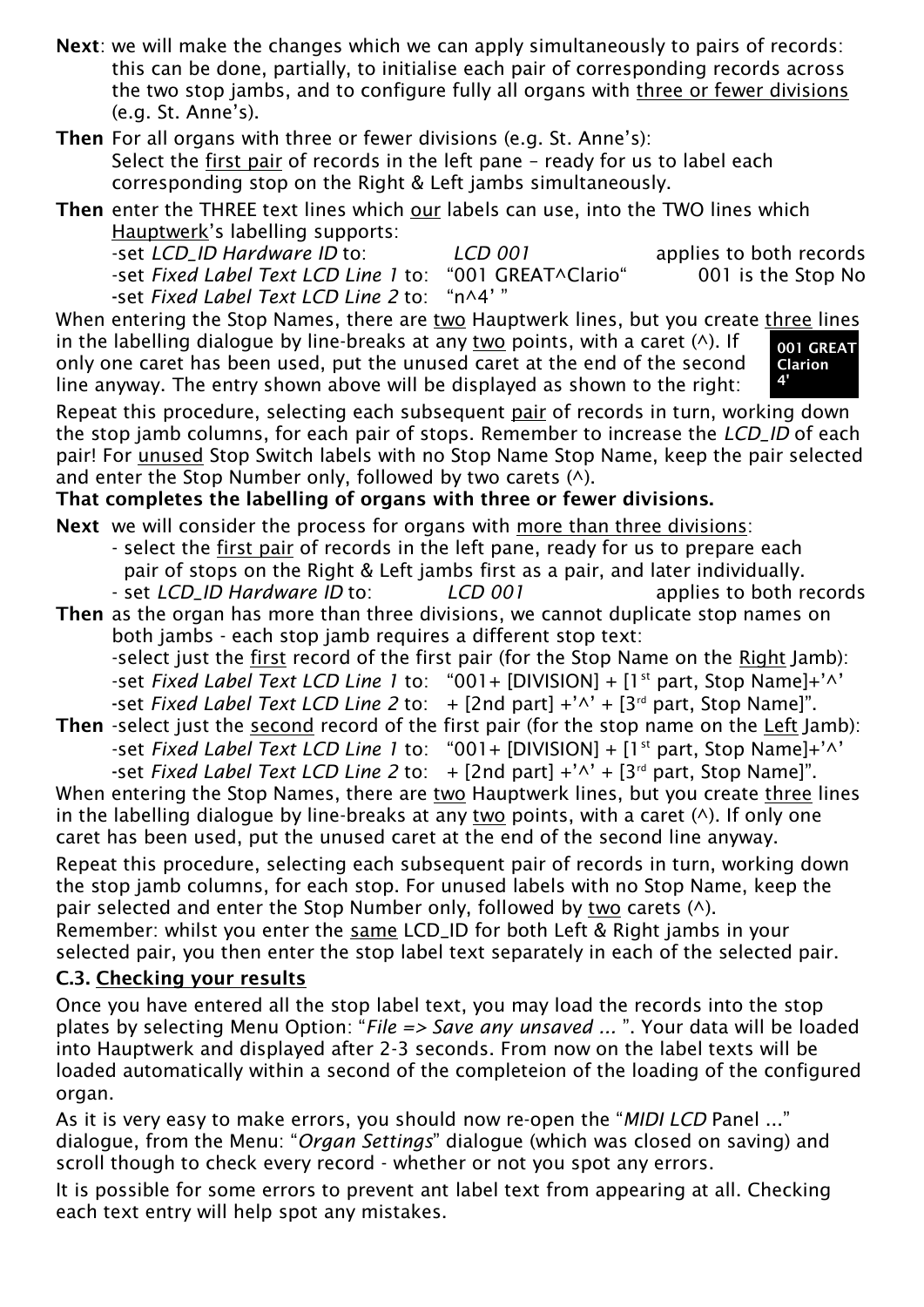**Next**: we will make the changes which we can apply simultaneously to pairs of records: this can be done, partially, to initialise each pair of corresponding records across the two stop jambs, and to configure fully all organs with <u>three or fewer divisions</u> (e.g. St. Anne's).

**Then** For all organs with three or fewer divisions (e.g. St. Anne's):
Select the <u>first pair</u> of records in the left pane – ready for us to label each corresponding stop on the Right & Left jambs simultaneously.

**Then** enter the THREE text lines which <u>our</u> labels can use, into the TWO lines which <u>Hauptwerk</u>'s labelling supports:

-set *LCD_ID Hardware ID* to: *LCD 001* applies to both records
-set *Fixed Label Text LCD Line 1* to: "001 GREAT^Clario" 001 is the Stop No
-set *Fixed Label Text LCD Line 2* to: "n^4' "

When entering the Stop Names, there are <u>two</u> Hauptwerk lines, but you create <u>three</u> lines in the labelling dialogue by line-breaks at any <u>two</u> points, with a caret (^). If only one caret has been used, put the unused caret at the end of the second line anyway. The entry shown above will be displayed as shown to the right:

**001 GREAT**
**Clarion**
**4'**

Repeat this procedure, selecting each subsequent <u>pair</u> of records in turn, working down the stop jamb columns, for each pair of stops. Remember to increase the *LCD_ID* of each pair! For <u>unused</u> Stop Switch labels with no Stop Name Stop Name, keep the pair selected and enter the Stop Number only, followed by two carets (^).

**That completes the labelling of organs with three or fewer divisions.**

**Next** we will consider the process for organs with <u>more than three divisions</u>:
- select the <u>first pair</u> of records in the left pane, ready for us to prepare each pair of stops on the Right & Left jambs first as a pair, and later individually.
- set *LCD_ID Hardware ID* to: *LCD 001* applies to both records

**Then** as the organ has more than three divisions, we cannot duplicate stop names on both jambs - each stop jamb requires a different stop text:
-select just the <u>first</u> record of the first pair (for the Stop Name on the <u>Right</u> Jamb):
-set *Fixed Label Text LCD Line 1* to: "001+ [DIVISION] + [1st part, Stop Name]+'^'
-set *Fixed Label Text LCD Line 2* to: + [2nd part] +'^' + [3rd part, Stop Name]".

**Then** -select just the <u>second</u> record of the first pair (for the stop name on the <u>Left</u> Jamb):
-set *Fixed Label Text LCD Line 1* to: "001+ [DIVISION] + [1st part, Stop Name]+'^'
-set *Fixed Label Text LCD Line 2* to: + [2nd part] +'^' + [3rd part, Stop Name]".

When entering the Stop Names, there are <u>two</u> Hauptwerk lines, but you create <u>three</u> lines in the labelling dialogue by line-breaks at any <u>two</u> points, with a caret (^). If only one caret has been used, put the unused caret at the end of the second line anyway.

Repeat this procedure, selecting each subsequent pair of records in turn, working down the stop jamb columns, for each stop. For unused labels with no Stop Name, keep the pair selected and enter the Stop Number only, followed by <u>two</u> carets (^).
Remember: whilst you enter the <u>same</u> LCD_ID for both Left & Right jambs in your selected pair, you then enter the stop label text separately in each of the selected pair.

### C.3. <u>Checking your results</u>

Once you have entered all the stop label text, you may load the records into the stop plates by selecting Menu Option: "*File => Save any unsaved ...* ". Your data will be loaded into Hauptwerk and displayed after 2-3 seconds. From now on the label texts will be loaded automatically within a second of the completeion of the loading of the configured organ.

As it is very easy to make errors, you should now re-open the "*MIDI LCD* Panel ..." dialogue, from the Menu: "*Organ Settings*" dialogue (which was closed on saving) and scroll though to check every record - whether or not you spot any errors.

It is possible for some errors to prevent ant label text from appearing at all. Checking each text entry will help spot any mistakes.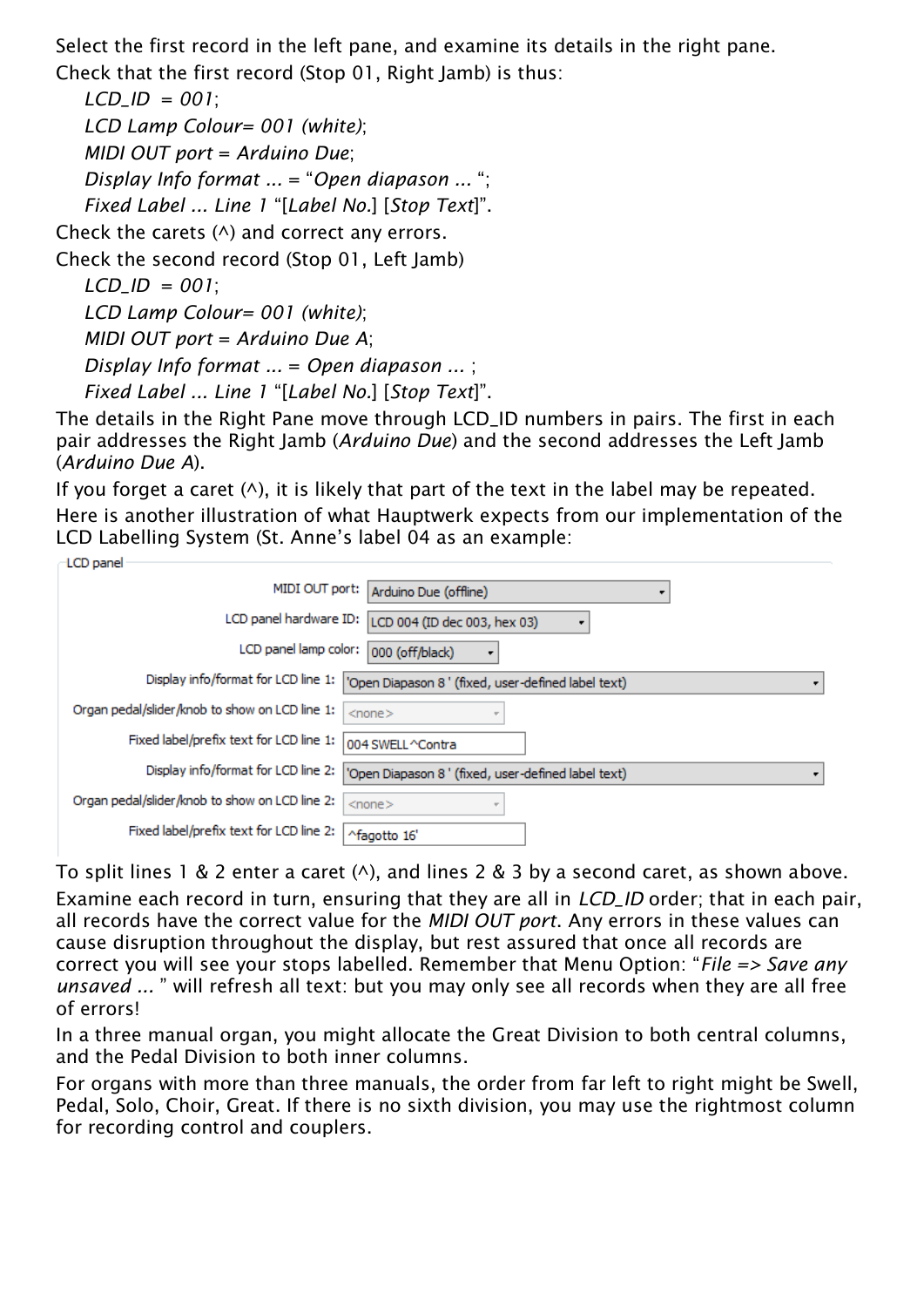Select the first record in the left pane, and examine its details in the right pane.

Check that the first record (Stop 01, Right Jamb) is thus:

*LCD_ID = 001*;
*LCD Lamp Colour= 001 (white)*;
*MIDI OUT port = Arduino Due*;
*Display Info format ... = "Open diapason ... "*;
*Fixed Label ... Line 1* "[*Label No.*] [*Stop Text*]".

Check the carets (^) and correct any errors.

Check the second record (Stop 01, Left Jamb)

*LCD_ID = 001*;
*LCD Lamp Colour= 001 (white)*;
*MIDI OUT port = Arduino Due A*;
*Display Info format ... = Open diapason ...* ;
*Fixed Label ... Line 1* "[*Label No.*] [*Stop Text*]".

The details in the Right Pane move through LCD_ID numbers in pairs. The first in each pair addresses the Right Jamb (*Arduino Due*) and the second addresses the Left Jamb (*Arduino Due A*).

If you forget a caret (^), it is likely that part of the text in the label may be repeated.

Here is another illustration of what Hauptwerk expects from our implementation of the LCD Labelling System (St. Anne's label 04 as an example:

LCD panel

| | |
|---|---|
| MIDI OUT port: | Arduino Due (offline) |
| LCD panel hardware ID: | LCD 004 (ID dec 003, hex 03) |
| LCD panel lamp color: | 000 (off/black) |
| Display info/format for LCD line 1: | 'Open Diapason 8 ' (fixed, user-defined label text) |
| Organ pedal/slider/knob to show on LCD line 1: | <none> |
| Fixed label/prefix text for LCD line 1: | 004 SWELL^Contra |
| Display info/format for LCD line 2: | 'Open Diapason 8 ' (fixed, user-defined label text) |
| Organ pedal/slider/knob to show on LCD line 2: | <none> |
| Fixed label/prefix text for LCD line 2: | ^fagotto 16' |

To split lines 1 & 2 enter a caret (^), and lines 2 & 3 by a second caret, as shown above.

Examine each record in turn, ensuring that they are all in *LCD_ID* order; that in each pair, all records have the correct value for the *MIDI OUT port*. Any errors in these values can cause disruption throughout the display, but rest assured that once all records are correct you will see your stops labelled. Remember that Menu Option: "*File => Save any unsaved ...* " will refresh all text: but you may only see all records when they are all free of errors!

In a three manual organ, you might allocate the Great Division to both central columns, and the Pedal Division to both inner columns.

For organs with more than three manuals, the order from far left to right might be Swell, Pedal, Solo, Choir, Great. If there is no sixth division, you may use the rightmost column for recording control and couplers.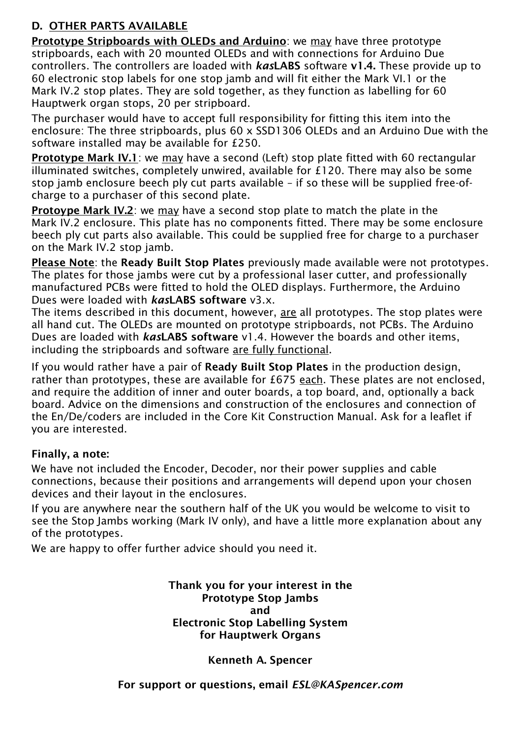## D. OTHER PARTS AVAILABLE

**Prototype Stripboards with OLEDs and Arduino**: we may have three prototype stripboards, each with 20 mounted OLEDs and with connections for Arduino Due controllers. The controllers are loaded with ***kas*LABS** software **v1.4.** These provide up to 60 electronic stop labels for one stop jamb and will fit either the Mark VI.1 or the Mark IV.2 stop plates. They are sold together, as they function as labelling for 60 Hauptwerk organ stops, 20 per stripboard.

The purchaser would have to accept full responsibility for fitting this item into the enclosure: The three stripboards, plus 60 x SSD1306 OLEDs and an Arduino Due with the software installed may be available for £250.

**Prototype Mark IV.1**: we may have a second (Left) stop plate fitted with 60 rectangular illuminated switches, completely unwired, available for £120. There may also be some stop jamb enclosure beech ply cut parts available – if so these will be supplied free-of-charge to a purchaser of this second plate.

**Protoype Mark IV.2**: we may have a second stop plate to match the plate in the Mark IV.2 enclosure. This plate has no components fitted. There may be some enclosure beech ply cut parts also available. This could be supplied free for charge to a purchaser on the Mark IV.2 stop jamb.

**Please Note**: the **Ready Built Stop Plates** previously made available were not prototypes. The plates for those jambs were cut by a professional laser cutter, and professionally manufactured PCBs were fitted to hold the OLED displays. Furthermore, the Arduino Dues were loaded with ***kas*LABS software** v3.x.
The items described in this document, however, are all prototypes. The stop plates were all hand cut. The OLEDs are mounted on prototype stripboards, not PCBs. The Arduino Dues are loaded with ***kas*LABS software** v1.4. However the boards and other items, including the stripboards and software are fully functional.

If you would rather have a pair of **Ready Built Stop Plates** in the production design, rather than prototypes, these are available for £675 each. These plates are not enclosed, and require the addition of inner and outer boards, a top board, and, optionally a back board. Advice on the dimensions and construction of the enclosures and connection of the En/De/coders are included in the Core Kit Construction Manual. Ask for a leaflet if you are interested.

**Finally, a note:**

We have not included the Encoder, Decoder, nor their power supplies and cable connections, because their positions and arrangements will depend upon your chosen devices and their layout in the enclosures.

If you are anywhere near the southern half of the UK you would be welcome to visit to see the Stop Jambs working (Mark IV only), and have a little more explanation about any of the prototypes.

We are happy to offer further advice should you need it.

**Thank you for your interest in the**
**Prototype Stop Jambs**
**and**
**Electronic Stop Labelling System**
**for Hauptwerk Organs**

**Kenneth A. Spencer**

**For support or questions, email *ESL@KASpencer.com***